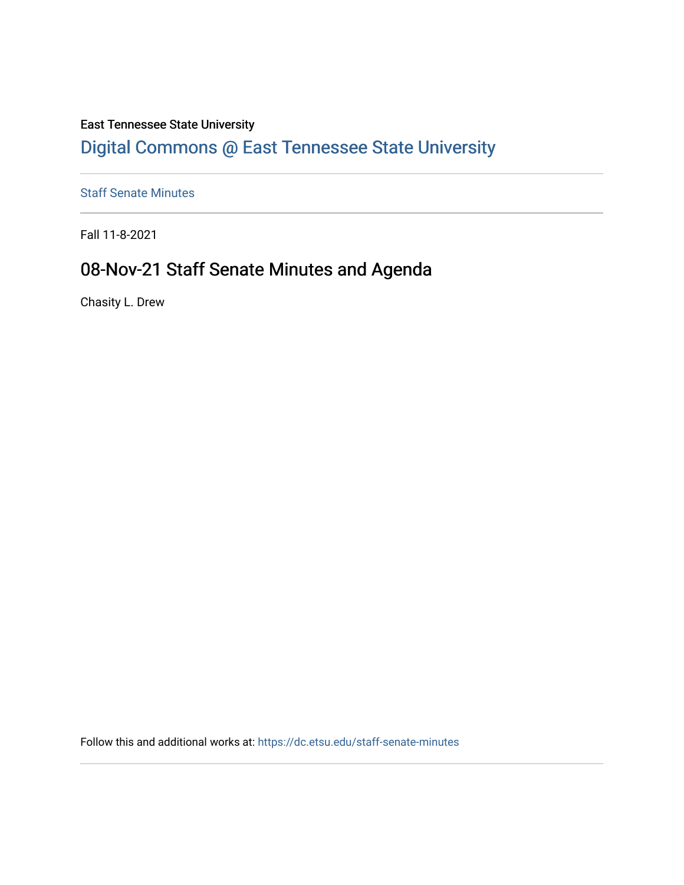East Tennessee State University

# Digital Commons @ East Tennessee State University

Staff Senate Minutes

Fall 11-8-2021

## 08-Nov-21 Staff Senate Minutes and Agenda

Chasity L. Drew

Follow this and additional works at: https://dc.etsu.edu/staff-senate-minutes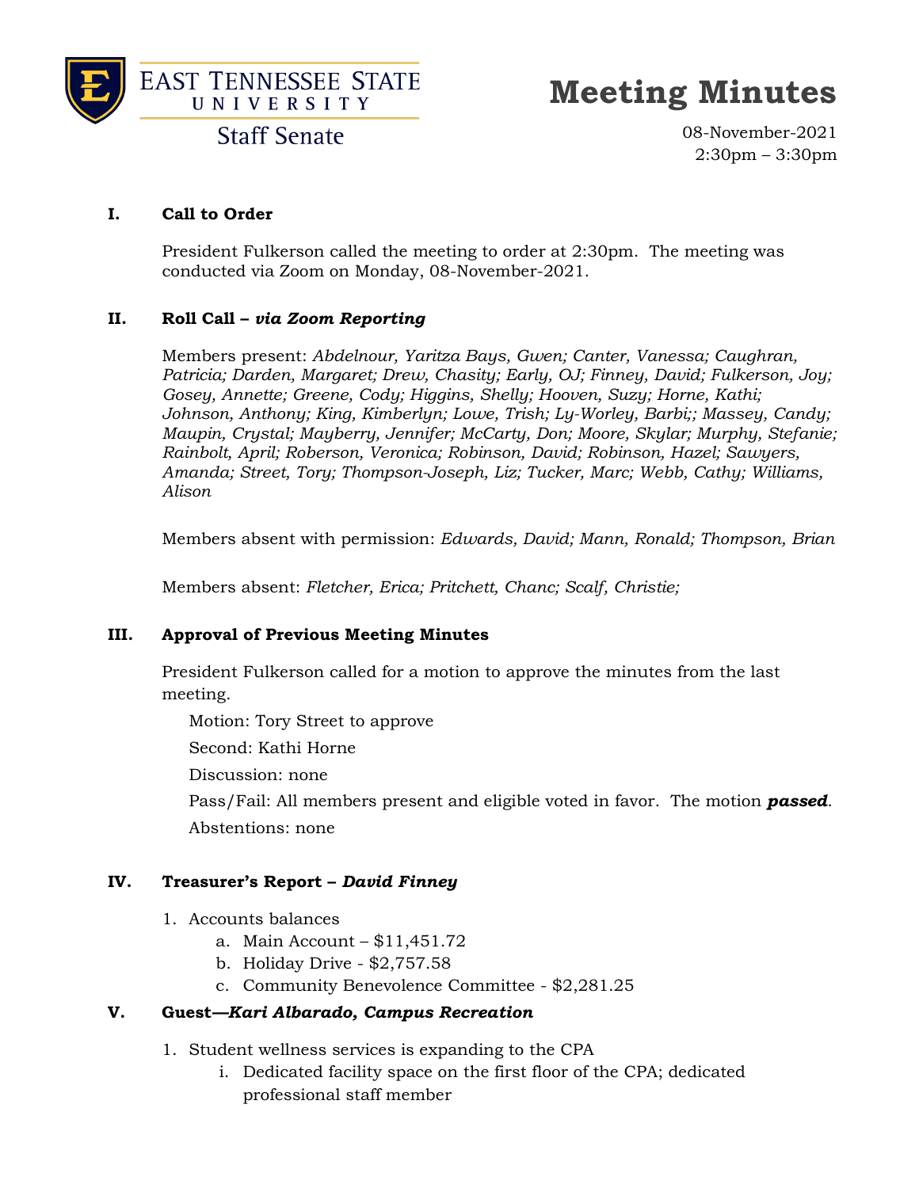# Meeting Minutes

East Tennessee State University
Staff Senate

08-November-2021
2:30pm – 3:30pm

## I. Call to Order

President Fulkerson called the meeting to order at 2:30pm. The meeting was conducted via Zoom on Monday, 08-November-2021.

## II. Roll Call – *via Zoom Reporting*

Members present: *Abdelnour, Yaritza Bays, Gwen; Canter, Vanessa; Caughran, Patricia; Darden, Margaret; Drew, Chasity; Early, OJ; Finney, David; Fulkerson, Joy; Gosey, Annette; Greene, Cody; Higgins, Shelly; Hooven, Suzy; Horne, Kathi; Johnson, Anthony; King, Kimberlyn; Lowe, Trish; Ly-Worley, Barbi;; Massey, Candy; Maupin, Crystal; Mayberry, Jennifer; McCarty, Don; Moore, Skylar; Murphy, Stefanie; Rainbolt, April; Roberson, Veronica; Robinson, David; Robinson, Hazel; Sawyers, Amanda; Street, Tory; Thompson-Joseph, Liz; Tucker, Marc; Webb, Cathy; Williams, Alison*

Members absent with permission: *Edwards, David; Mann, Ronald; Thompson, Brian*

Members absent: *Fletcher, Erica; Pritchett, Chanc; Scalf, Christie;*

## III. Approval of Previous Meeting Minutes

President Fulkerson called for a motion to approve the minutes from the last meeting.

Motion: Tory Street to approve

Second: Kathi Horne

Discussion: none

Pass/Fail: All members present and eligible voted in favor. The motion ***passed***.

Abstentions: none

## IV. Treasurer's Report – *David Finney*

1. Accounts balances
   a. Main Account – $11,451.72
   b. Holiday Drive - $2,757.58
   c. Community Benevolence Committee - $2,281.25

## V. Guest—*Kari Albarado, Campus Recreation*

1. Student wellness services is expanding to the CPA
   i. Dedicated facility space on the first floor of the CPA; dedicated professional staff member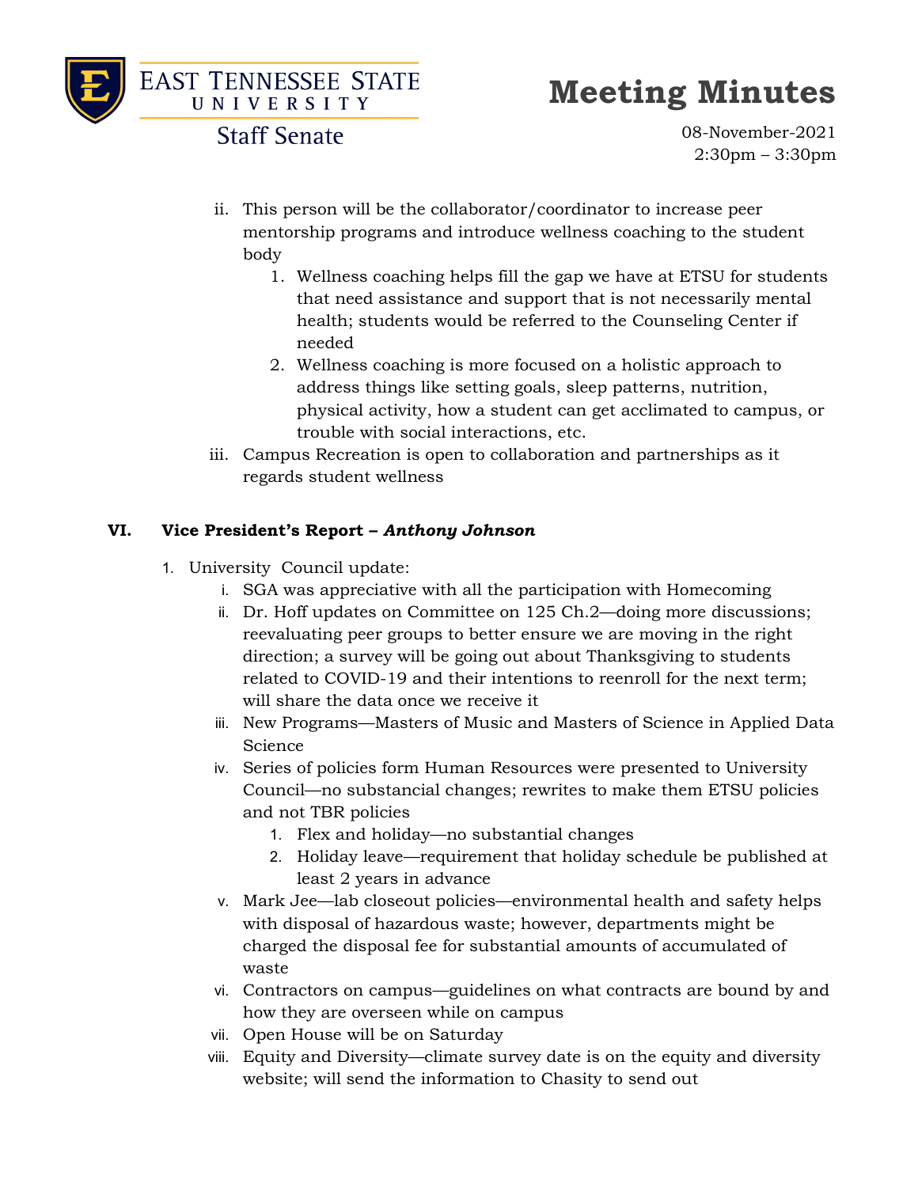ii. This person will be the collaborator/coordinator to increase peer mentorship programs and introduce wellness coaching to the student body
      1. Wellness coaching helps fill the gap we have at ETSU for students that need assistance and support that is not necessarily mental health; students would be referred to the Counseling Center if needed
      2. Wellness coaching is more focused on a holistic approach to address things like setting goals, sleep patterns, nutrition, physical activity, how a student can get acclimated to campus, or trouble with social interactions, etc.
   iii. Campus Recreation is open to collaboration and partnerships as it regards student wellness

## VI. Vice President's Report – *Anthony Johnson*

1. University Council update:
   i. SGA was appreciative with all the participation with Homecoming
   ii. Dr. Hoff updates on Committee on 125 Ch.2—doing more discussions; reevaluating peer groups to better ensure we are moving in the right direction; a survey will be going out about Thanksgiving to students related to COVID-19 and their intentions to reenroll for the next term; will share the data once we receive it
   iii. New Programs—Masters of Music and Masters of Science in Applied Data Science
   iv. Series of policies form Human Resources were presented to University Council—no substancial changes; rewrites to make them ETSU policies and not TBR policies
      1. Flex and holiday—no substantial changes
      2. Holiday leave—requirement that holiday schedule be published at least 2 years in advance
   v. Mark Jee—lab closeout policies—environmental health and safety helps with disposal of hazardous waste; however, departments might be charged the disposal fee for substantial amounts of accumulated of waste
   vi. Contractors on campus—guidelines on what contracts are bound by and how they are overseen while on campus
   vii. Open House will be on Saturday
   viii. Equity and Diversity—climate survey date is on the equity and diversity website; will send the information to Chasity to send out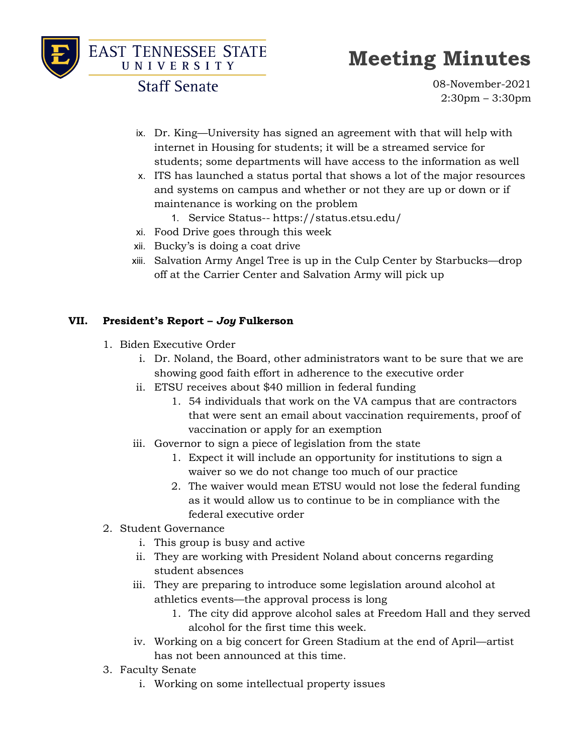ix. Dr. King—University has signed an agreement with that will help with internet in Housing for students; it will be a streamed service for students; some departments will have access to the information as well
x. ITS has launched a status portal that shows a lot of the major resources and systems on campus and whether or not they are up or down or if maintenance is working on the problem
   1. Service Status-- https://status.etsu.edu/
xi. Food Drive goes through this week
xii. Bucky's is doing a coat drive
xiii. Salvation Army Angel Tree is up in the Culp Center by Starbucks—drop off at the Carrier Center and Salvation Army will pick up

## VII. President's Report – *Joy* Fulkerson

1. Biden Executive Order
   i. Dr. Noland, the Board, other administrators want to be sure that we are showing good faith effort in adherence to the executive order
   ii. ETSU receives about $40 million in federal funding
      1. 54 individuals that work on the VA campus that are contractors that were sent an email about vaccination requirements, proof of vaccination or apply for an exemption
   iii. Governor to sign a piece of legislation from the state
      1. Expect it will include an opportunity for institutions to sign a waiver so we do not change too much of our practice
      2. The waiver would mean ETSU would not lose the federal funding as it would allow us to continue to be in compliance with the federal executive order
2. Student Governance
   i. This group is busy and active
   ii. They are working with President Noland about concerns regarding student absences
   iii. They are preparing to introduce some legislation around alcohol at athletics events—the approval process is long
      1. The city did approve alcohol sales at Freedom Hall and they served alcohol for the first time this week.
   iv. Working on a big concert for Green Stadium at the end of April—artist has not been announced at this time.
3. Faculty Senate
   i. Working on some intellectual property issues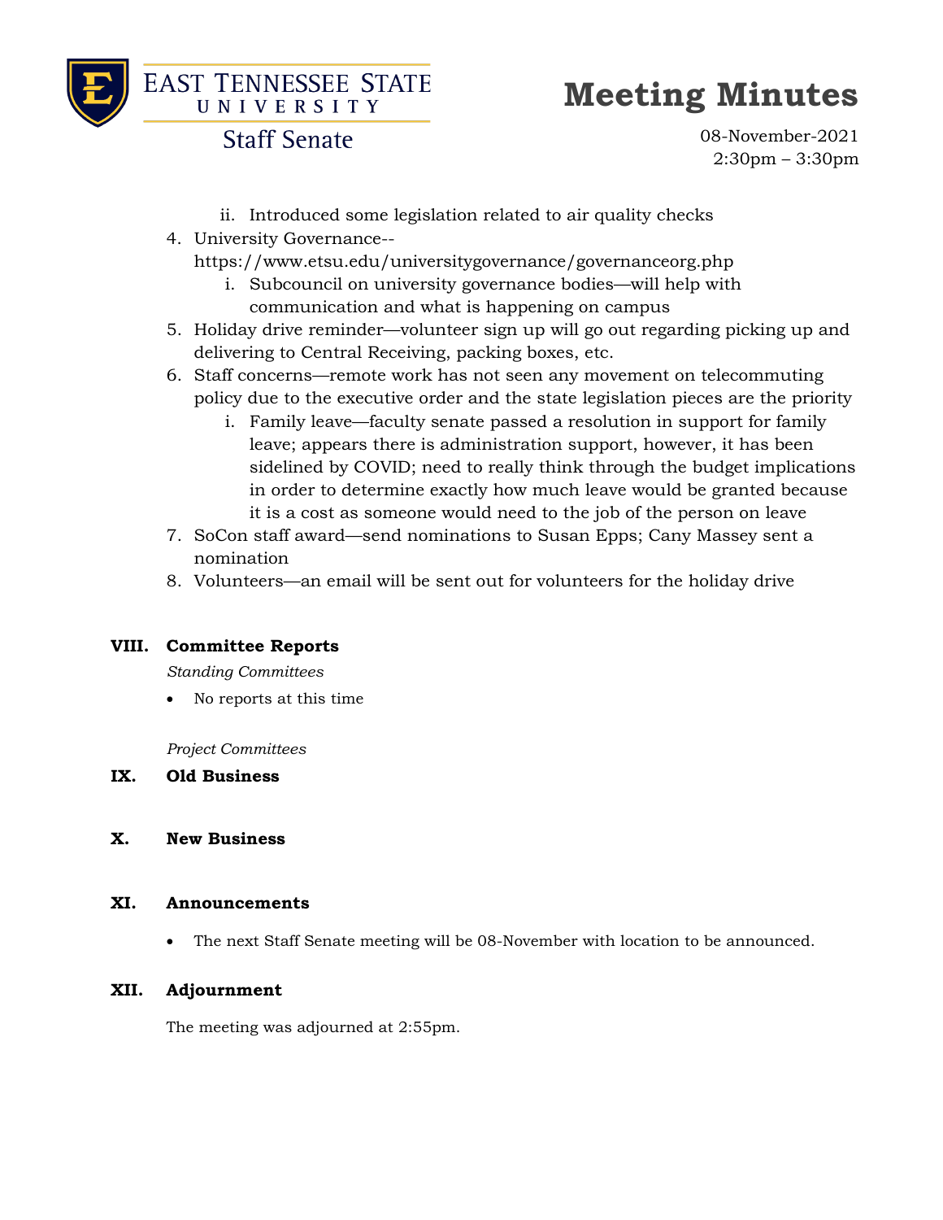ii. Introduced some legislation related to air quality checks

4. University Governance--https://www.etsu.edu/universitygovernance/governanceorg.php
   i. Subcouncil on university governance bodies—will help with communication and what is happening on campus
5. Holiday drive reminder—volunteer sign up will go out regarding picking up and delivering to Central Receiving, packing boxes, etc.
6. Staff concerns—remote work has not seen any movement on telecommuting policy due to the executive order and the state legislation pieces are the priority
   i. Family leave—faculty senate passed a resolution in support for family leave; appears there is administration support, however, it has been sidelined by COVID; need to really think through the budget implications in order to determine exactly how much leave would be granted because it is a cost as someone would need to the job of the person on leave
7. SoCon staff award—send nominations to Susan Epps; Cany Massey sent a nomination
8. Volunteers—an email will be sent out for volunteers for the holiday drive

## VIII. Committee Reports

*Standing Committees*

- No reports at this time

*Project Committees*

## IX. Old Business

## X. New Business

## XI. Announcements

- The next Staff Senate meeting will be 08-November with location to be announced.

## XII. Adjournment

The meeting was adjourned at 2:55pm.